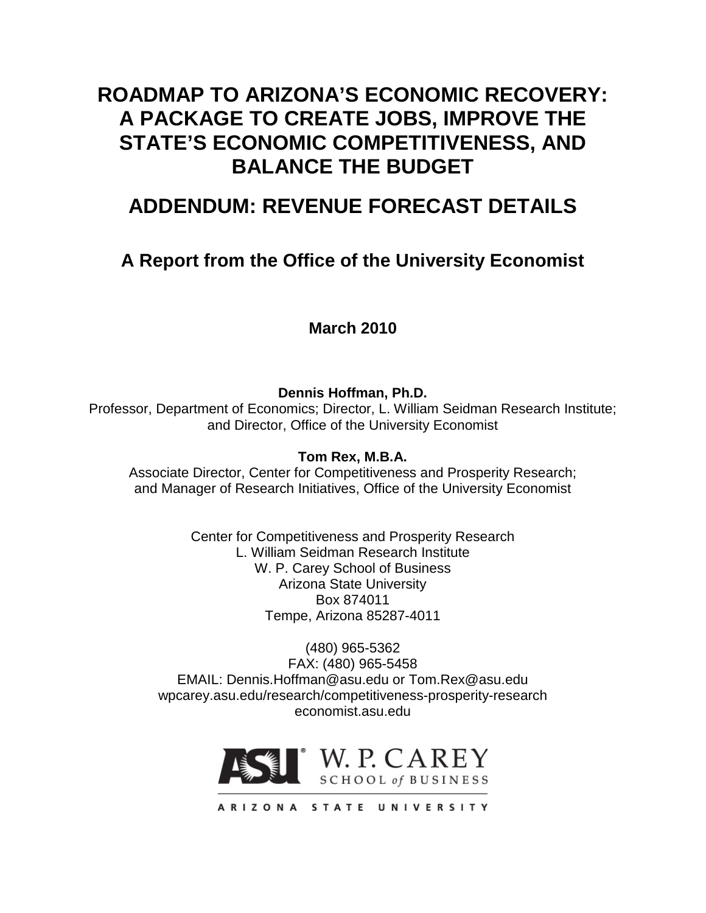# ROADMAP TO ARIZONA'S ECONOMIC RECOVERY: A PACKAGE TO CREATE JOBS, IMPROVE THE STATE'S ECONOMIC COMPETITIVENESS, AND BALANCE THE BUDGET

## ADDENDUM: REVENUE FORECAST DETAILS

### A Report from the Office of the University Economist

**March 2010**

**Dennis Hoffman, Ph.D.**
Professor, Department of Economics; Director, L. William Seidman Research Institute; and Director, Office of the University Economist

**Tom Rex, M.B.A.**
Associate Director, Center for Competitiveness and Prosperity Research; and Manager of Research Initiatives, Office of the University Economist

Center for Competitiveness and Prosperity Research
L. William Seidman Research Institute
W. P. Carey School of Business
Arizona State University
Box 874011
Tempe, Arizona 85287-4011

(480) 965-5362
FAX: (480) 965-5458
EMAIL: Dennis.Hoffman@asu.edu or Tom.Rex@asu.edu
wpcarey.asu.edu/research/competitiveness-prosperity-research
economist.asu.edu

ASU W. P. CAREY SCHOOL of BUSINESS
ARIZONA STATE UNIVERSITY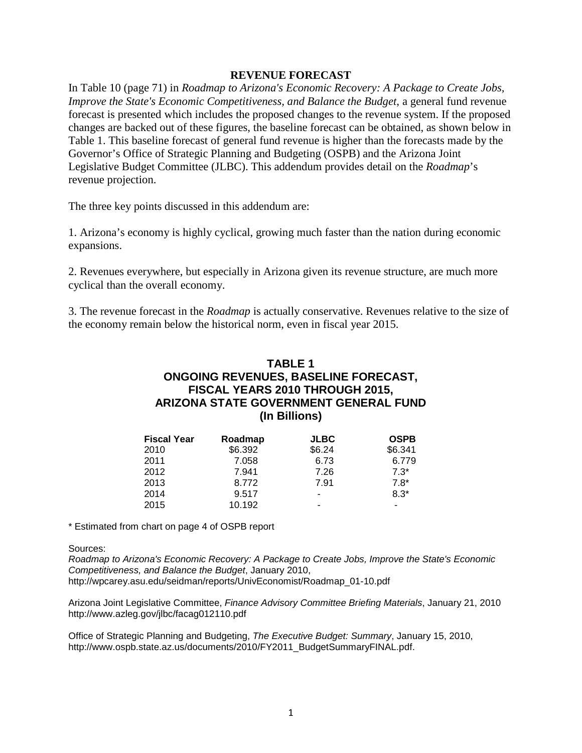## REVENUE FORECAST

In Table 10 (page 71) in *Roadmap to Arizona's Economic Recovery: A Package to Create Jobs, Improve the State's Economic Competitiveness, and Balance the Budget*, a general fund revenue forecast is presented which includes the proposed changes to the revenue system. If the proposed changes are backed out of these figures, the baseline forecast can be obtained, as shown below in Table 1. This baseline forecast of general fund revenue is higher than the forecasts made by the Governor's Office of Strategic Planning and Budgeting (OSPB) and the Arizona Joint Legislative Budget Committee (JLBC). This addendum provides detail on the *Roadmap*'s revenue projection.

The three key points discussed in this addendum are:

1. Arizona's economy is highly cyclical, growing much faster than the nation during economic expansions.

2. Revenues everywhere, but especially in Arizona given its revenue structure, are much more cyclical than the overall economy.

3. The revenue forecast in the *Roadmap* is actually conservative. Revenues relative to the size of the economy remain below the historical norm, even in fiscal year 2015.

### TABLE 1
### ONGOING REVENUES, BASELINE FORECAST, FISCAL YEARS 2010 THROUGH 2015, ARIZONA STATE GOVERNMENT GENERAL FUND (In Billions)

| Fiscal Year | Roadmap | JLBC | OSPB |
|---|---|---|---|
| 2010 | $6.392 | $6.24 | $6.341 |
| 2011 | 7.058 | 6.73 | 6.779 |
| 2012 | 7.941 | 7.26 | 7.3* |
| 2013 | 8.772 | 7.91 | 7.8* |
| 2014 | 9.517 | - | 8.3* |
| 2015 | 10.192 | - | - |

\* Estimated from chart on page 4 of OSPB report

Sources:

*Roadmap to Arizona's Economic Recovery: A Package to Create Jobs, Improve the State's Economic Competitiveness, and Balance the Budget*, January 2010, http://wpcarey.asu.edu/seidman/reports/UnivEconomist/Roadmap_01-10.pdf

Arizona Joint Legislative Committee, *Finance Advisory Committee Briefing Materials*, January 21, 2010 http://www.azleg.gov/jlbc/facag012110.pdf

Office of Strategic Planning and Budgeting, *The Executive Budget: Summary*, January 15, 2010, http://www.ospb.state.az.us/documents/2010/FY2011_BudgetSummaryFINAL.pdf.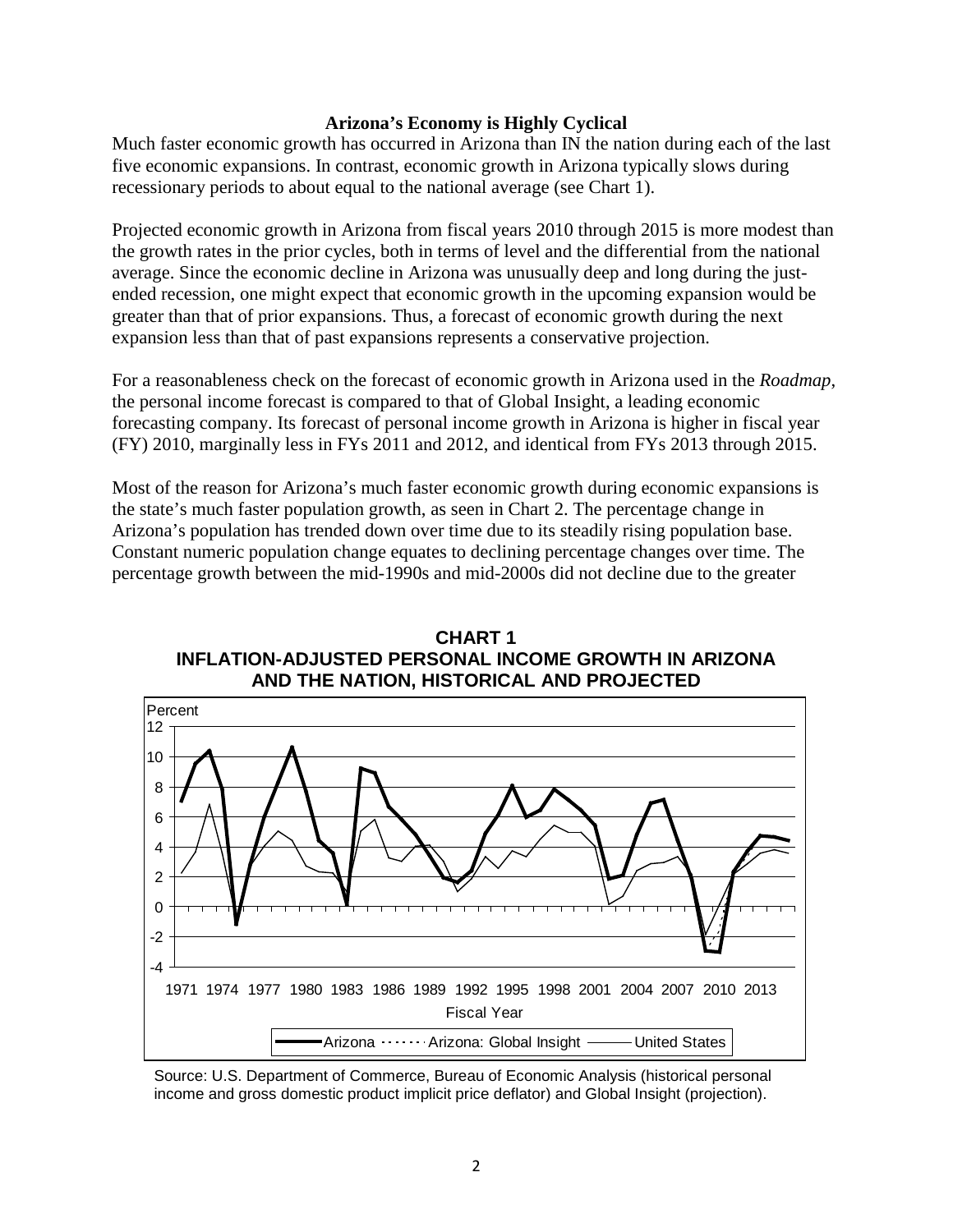### Arizona's Economy is Highly Cyclical

Much faster economic growth has occurred in Arizona than IN the nation during each of the last five economic expansions. In contrast, economic growth in Arizona typically slows during recessionary periods to about equal to the national average (see Chart 1).

Projected economic growth in Arizona from fiscal years 2010 through 2015 is more modest than the growth rates in the prior cycles, both in terms of level and the differential from the national average. Since the economic decline in Arizona was unusually deep and long during the just-ended recession, one might expect that economic growth in the upcoming expansion would be greater than that of prior expansions. Thus, a forecast of economic growth during the next expansion less than that of past expansions represents a conservative projection.

For a reasonableness check on the forecast of economic growth in Arizona used in the *Roadmap*, the personal income forecast is compared to that of Global Insight, a leading economic forecasting company. Its forecast of personal income growth in Arizona is higher in fiscal year (FY) 2010, marginally less in FYs 2011 and 2012, and identical from FYs 2013 through 2015.

Most of the reason for Arizona's much faster economic growth during economic expansions is the state's much faster population growth, as seen in Chart 2. The percentage change in Arizona's population has trended down over time due to its steadily rising population base. Constant numeric population change equates to declining percentage changes over time. The percentage growth between the mid-1990s and mid-2000s did not decline due to the greater

**CHART 1**
**INFLATION-ADJUSTED PERSONAL INCOME GROWTH IN ARIZONA AND THE NATION, HISTORICAL AND PROJECTED**

Source: U.S. Department of Commerce, Bureau of Economic Analysis (historical personal income and gross domestic product implicit price deflator) and Global Insight (projection).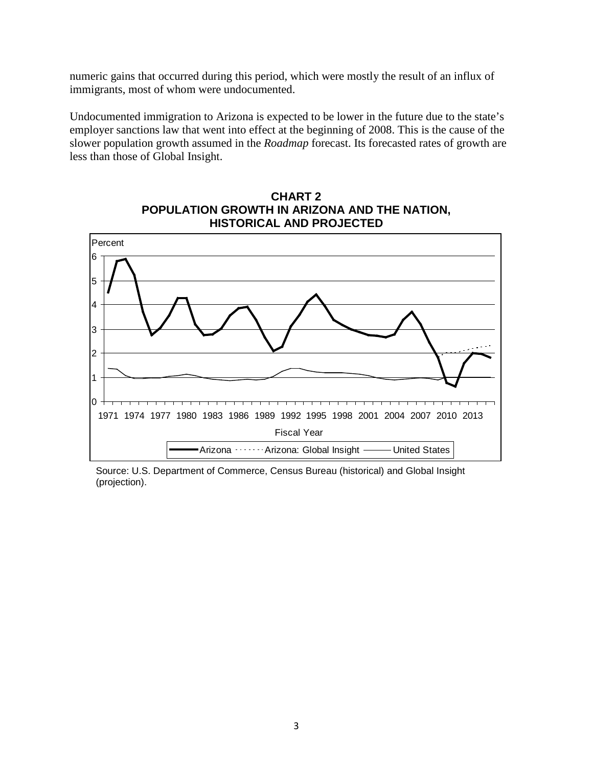numeric gains that occurred during this period, which were mostly the result of an influx of immigrants, most of whom were undocumented.

Undocumented immigration to Arizona is expected to be lower in the future due to the state's employer sanctions law that went into effect at the beginning of 2008. This is the cause of the slower population growth assumed in the *Roadmap* forecast. Its forecasted rates of growth are less than those of Global Insight.

**CHART 2**
**POPULATION GROWTH IN ARIZONA AND THE NATION, HISTORICAL AND PROJECTED**

Source: U.S. Department of Commerce, Census Bureau (historical) and Global Insight (projection).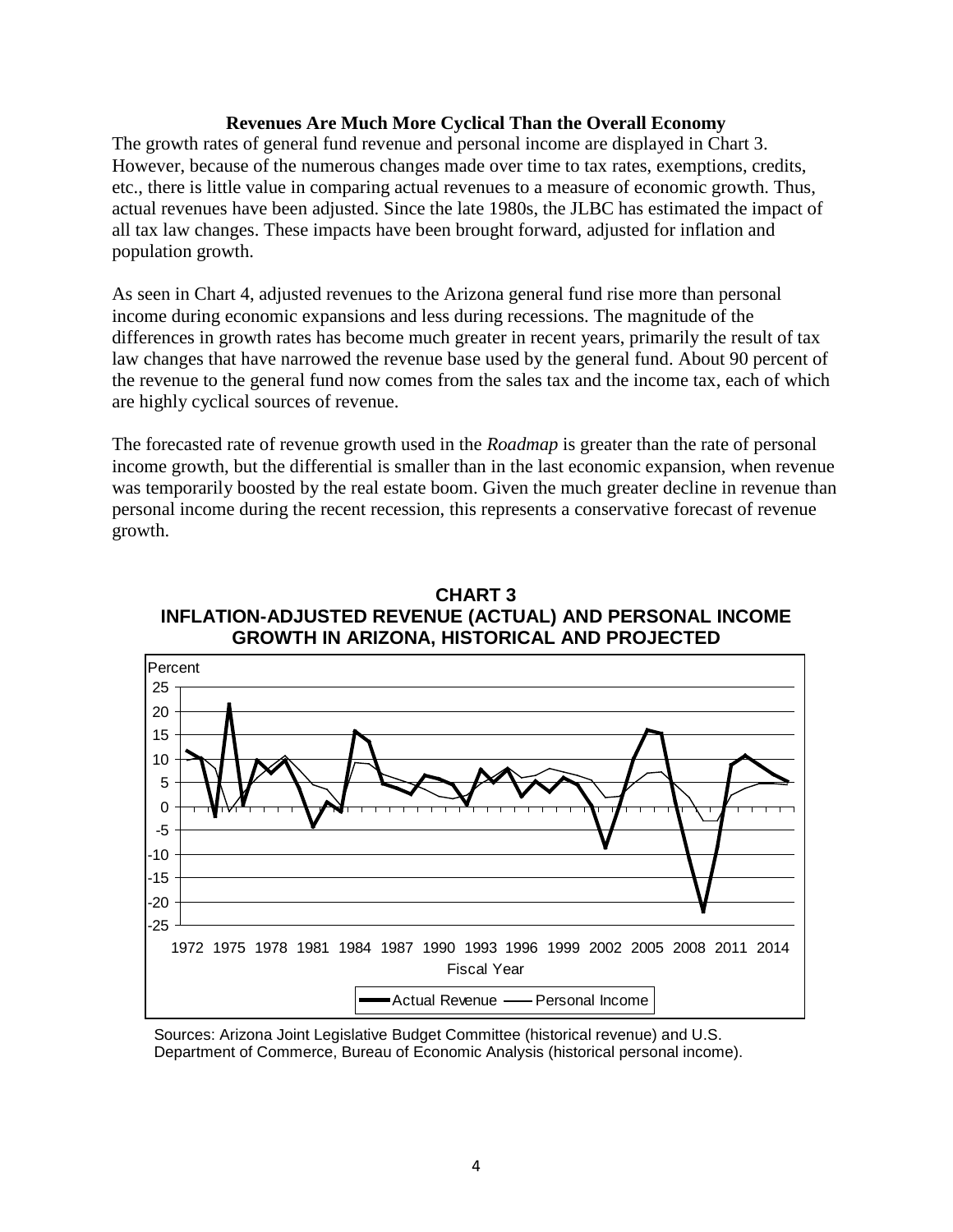**Revenues Are Much More Cyclical Than the Overall Economy**

The growth rates of general fund revenue and personal income are displayed in Chart 3. However, because of the numerous changes made over time to tax rates, exemptions, credits, etc., there is little value in comparing actual revenues to a measure of economic growth. Thus, actual revenues have been adjusted. Since the late 1980s, the JLBC has estimated the impact of all tax law changes. These impacts have been brought forward, adjusted for inflation and population growth.

As seen in Chart 4, adjusted revenues to the Arizona general fund rise more than personal income during economic expansions and less during recessions. The magnitude of the differences in growth rates has become much greater in recent years, primarily the result of tax law changes that have narrowed the revenue base used by the general fund. About 90 percent of the revenue to the general fund now comes from the sales tax and the income tax, each of which are highly cyclical sources of revenue.

The forecasted rate of revenue growth used in the *Roadmap* is greater than the rate of personal income growth, but the differential is smaller than in the last economic expansion, when revenue was temporarily boosted by the real estate boom. Given the much greater decline in revenue than personal income during the recent recession, this represents a conservative forecast of revenue growth.

**CHART 3**
**INFLATION-ADJUSTED REVENUE (ACTUAL) AND PERSONAL INCOME GROWTH IN ARIZONA, HISTORICAL AND PROJECTED**

Sources: Arizona Joint Legislative Budget Committee (historical revenue) and U.S. Department of Commerce, Bureau of Economic Analysis (historical personal income).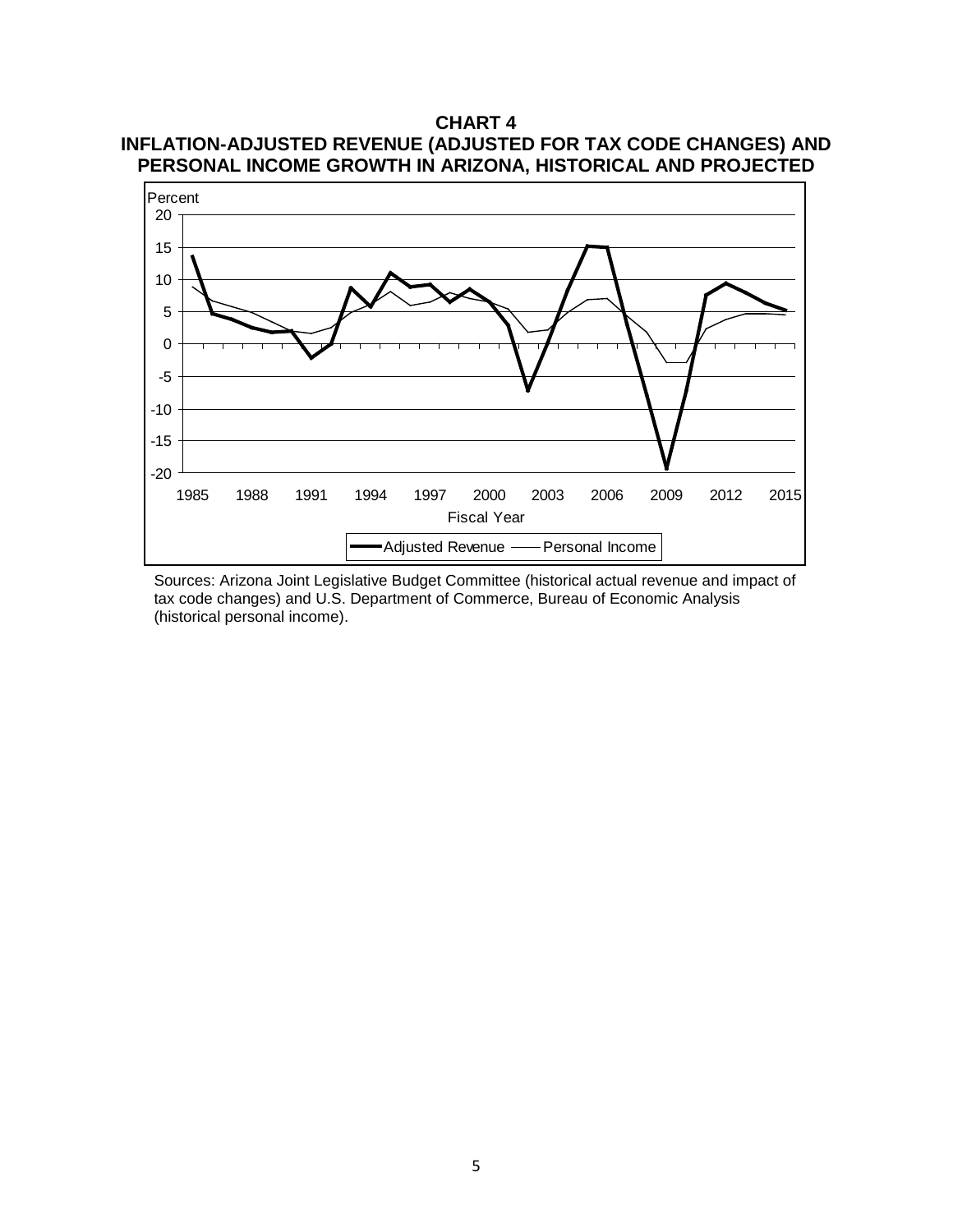**CHART 4**
**INFLATION-ADJUSTED REVENUE (ADJUSTED FOR TAX CODE CHANGES) AND PERSONAL INCOME GROWTH IN ARIZONA, HISTORICAL AND PROJECTED**

Sources: Arizona Joint Legislative Budget Committee (historical actual revenue and impact of tax code changes) and U.S. Department of Commerce, Bureau of Economic Analysis (historical personal income).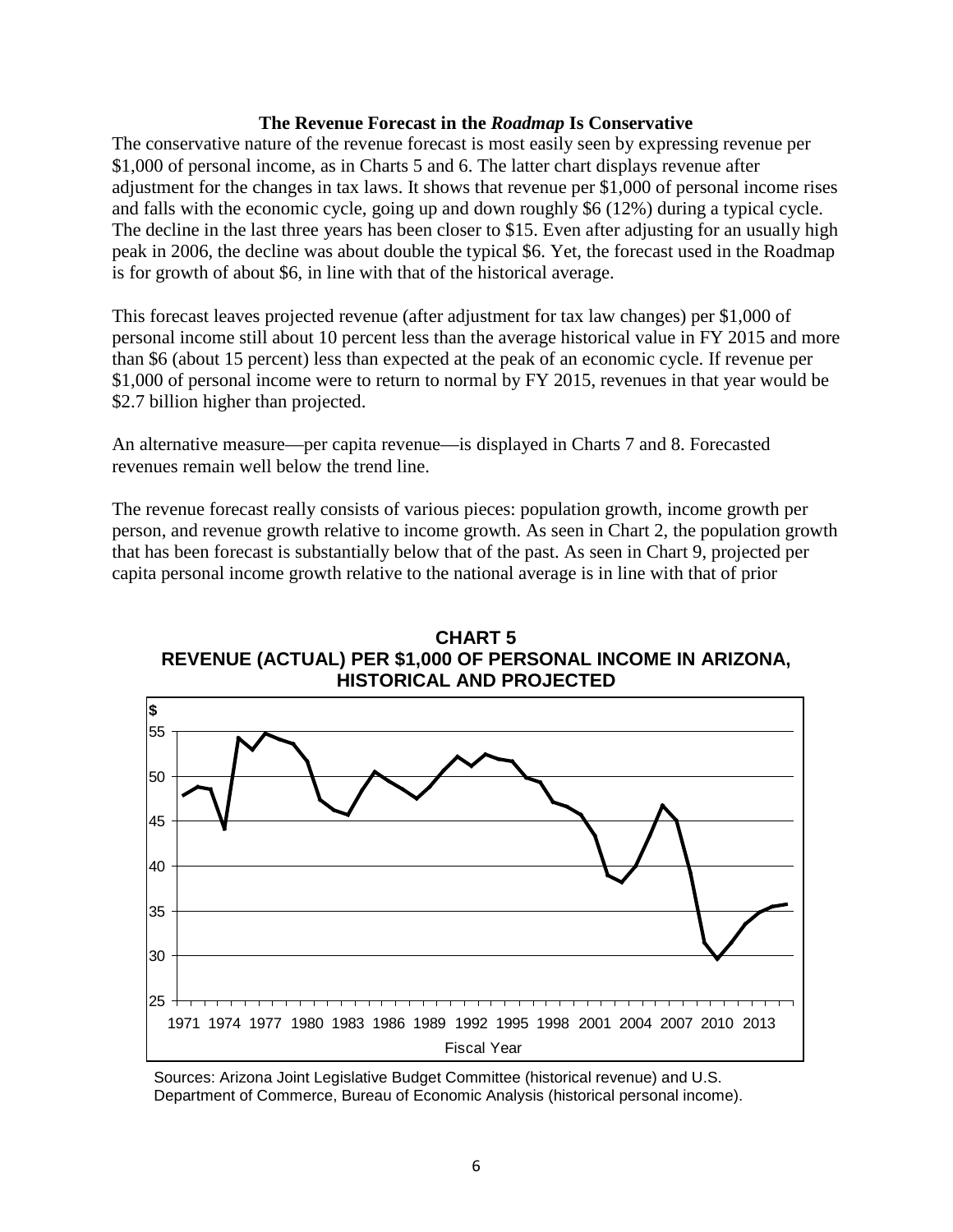### The Revenue Forecast in the *Roadmap* Is Conservative

The conservative nature of the revenue forecast is most easily seen by expressing revenue per $1,000 of personal income, as in Charts 5 and 6. The latter chart displays revenue after adjustment for the changes in tax laws. It shows that revenue per $1,000 of personal income rises and falls with the economic cycle, going up and down roughly $6 (12%) during a typical cycle. The decline in the last three years has been closer to $15. Even after adjusting for an usually high peak in 2006, the decline was about double the typical $6. Yet, the forecast used in the Roadmap is for growth of about $6, in line with that of the historical average.

This forecast leaves projected revenue (after adjustment for tax law changes) per $1,000 of personal income still about 10 percent less than the average historical value in FY 2015 and more than $6 (about 15 percent) less than expected at the peak of an economic cycle. If revenue per $1,000 of personal income were to return to normal by FY 2015, revenues in that year would be $2.7 billion higher than projected.

An alternative measure—per capita revenue—is displayed in Charts 7 and 8. Forecasted revenues remain well below the trend line.

The revenue forecast really consists of various pieces: population growth, income growth per person, and revenue growth relative to income growth. As seen in Chart 2, the population growth that has been forecast is substantially below that of the past. As seen in Chart 9, projected per capita personal income growth relative to the national average is in line with that of prior

**CHART 5**
**REVENUE (ACTUAL) PER $1,000 OF PERSONAL INCOME IN ARIZONA, HISTORICAL AND PROJECTED**

Sources: Arizona Joint Legislative Budget Committee (historical revenue) and U.S. Department of Commerce, Bureau of Economic Analysis (historical personal income).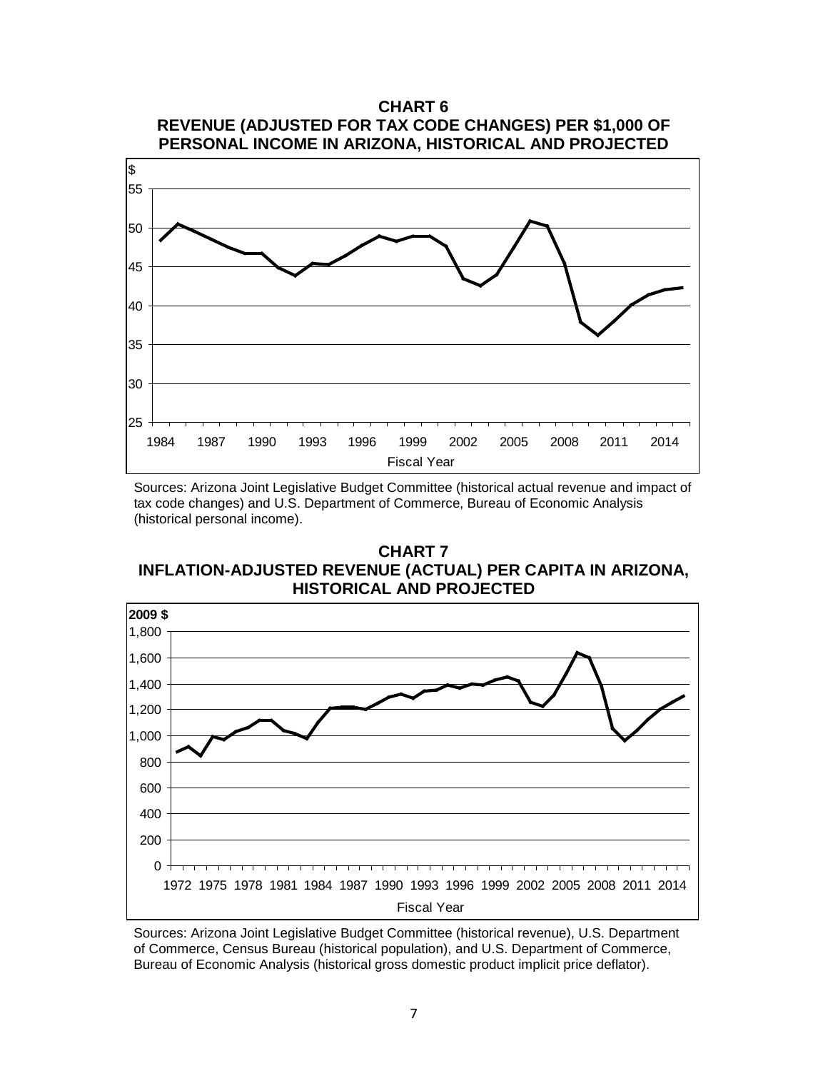**CHART 6**
**REVENUE (ADJUSTED FOR TAX CODE CHANGES) PER $1,000 OF PERSONAL INCOME IN ARIZONA, HISTORICAL AND PROJECTED**

Sources: Arizona Joint Legislative Budget Committee (historical actual revenue and impact of tax code changes) and U.S. Department of Commerce, Bureau of Economic Analysis (historical personal income).

**CHART 7**
**INFLATION-ADJUSTED REVENUE (ACTUAL) PER CAPITA IN ARIZONA, HISTORICAL AND PROJECTED**

Sources: Arizona Joint Legislative Budget Committee (historical revenue), U.S. Department of Commerce, Census Bureau (historical population), and U.S. Department of Commerce, Bureau of Economic Analysis (historical gross domestic product implicit price deflator).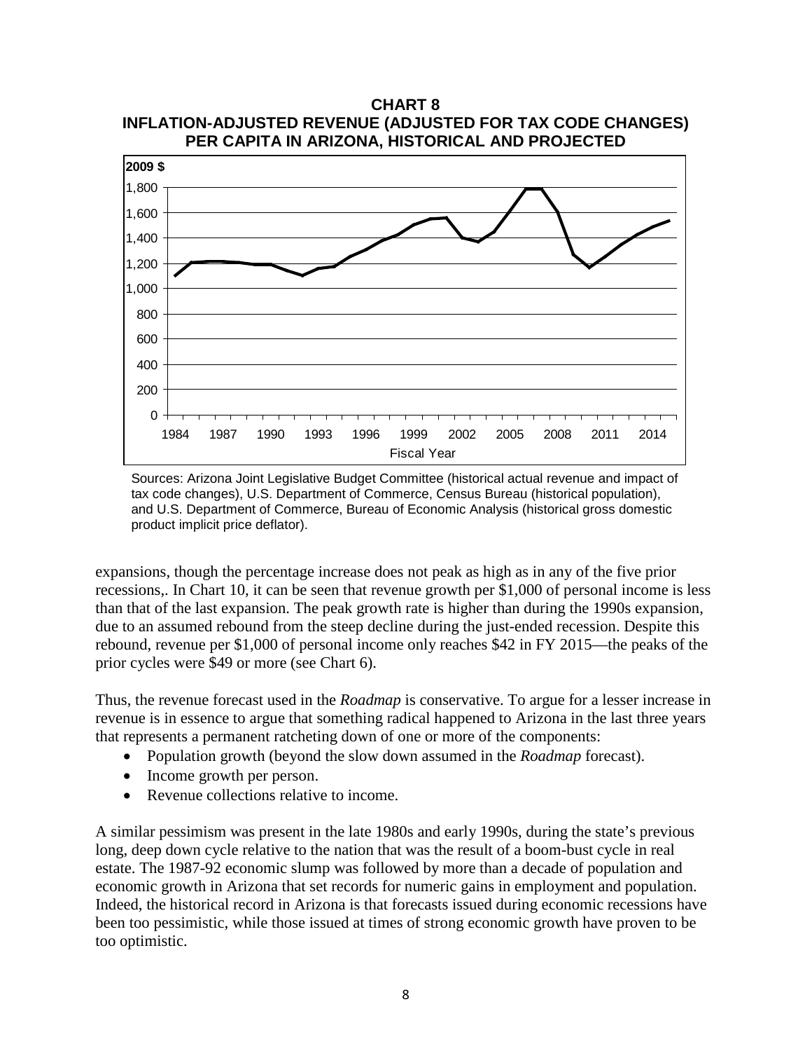**CHART 8**
**INFLATION-ADJUSTED REVENUE (ADJUSTED FOR TAX CODE CHANGES) PER CAPITA IN ARIZONA, HISTORICAL AND PROJECTED**

Sources: Arizona Joint Legislative Budget Committee (historical actual revenue and impact of tax code changes), U.S. Department of Commerce, Census Bureau (historical population), and U.S. Department of Commerce, Bureau of Economic Analysis (historical gross domestic product implicit price deflator).

expansions, though the percentage increase does not peak as high as in any of the five prior recessions,. In Chart 10, it can be seen that revenue growth per $1,000 of personal income is less than that of the last expansion. The peak growth rate is higher than during the 1990s expansion, due to an assumed rebound from the steep decline during the just-ended recession. Despite this rebound, revenue per $1,000 of personal income only reaches $42 in FY 2015—the peaks of the prior cycles were $49 or more (see Chart 6).

Thus, the revenue forecast used in the *Roadmap* is conservative. To argue for a lesser increase in revenue is in essence to argue that something radical happened to Arizona in the last three years that represents a permanent ratcheting down of one or more of the components:

- Population growth (beyond the slow down assumed in the *Roadmap* forecast).
- Income growth per person.
- Revenue collections relative to income.

A similar pessimism was present in the late 1980s and early 1990s, during the state's previous long, deep down cycle relative to the nation that was the result of a boom-bust cycle in real estate. The 1987-92 economic slump was followed by more than a decade of population and economic growth in Arizona that set records for numeric gains in employment and population. Indeed, the historical record in Arizona is that forecasts issued during economic recessions have been too pessimistic, while those issued at times of strong economic growth have proven to be too optimistic.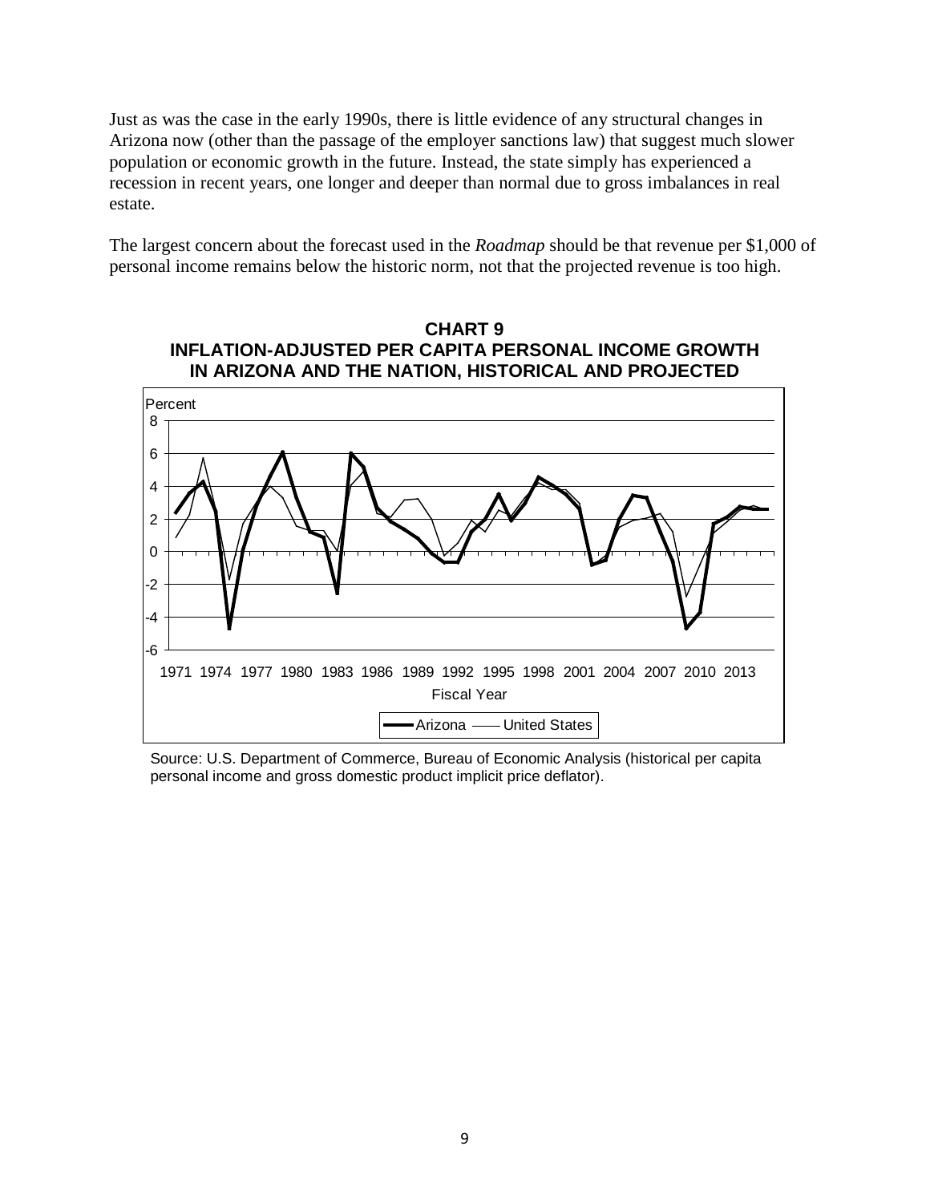Just as was the case in the early 1990s, there is little evidence of any structural changes in Arizona now (other than the passage of the employer sanctions law) that suggest much slower population or economic growth in the future. Instead, the state simply has experienced a recession in recent years, one longer and deeper than normal due to gross imbalances in real estate.

The largest concern about the forecast used in the *Roadmap* should be that revenue per $1,000 of personal income remains below the historic norm, not that the projected revenue is too high.

**CHART 9**
**INFLATION-ADJUSTED PER CAPITA PERSONAL INCOME GROWTH IN ARIZONA AND THE NATION, HISTORICAL AND PROJECTED**

Percent

Fiscal Year

Arizona — United States

Source: U.S. Department of Commerce, Bureau of Economic Analysis (historical per capita personal income and gross domestic product implicit price deflator).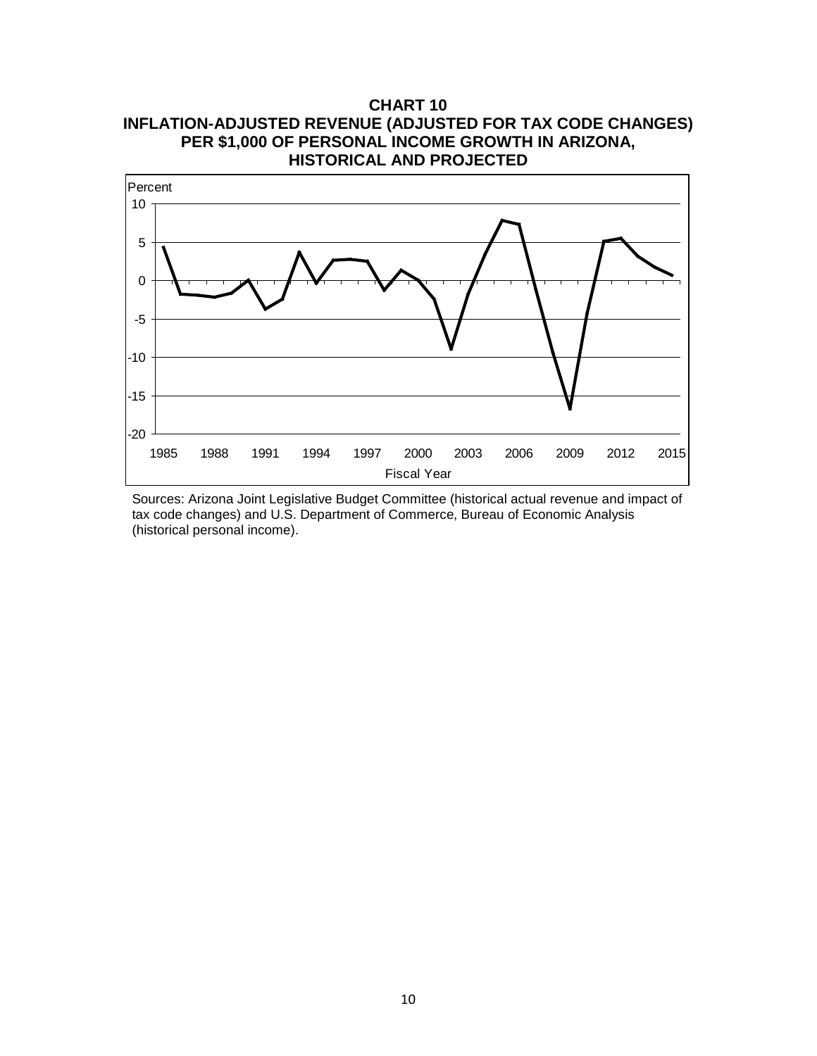**CHART 10**
**INFLATION-ADJUSTED REVENUE (ADJUSTED FOR TAX CODE CHANGES) PER $1,000 OF PERSONAL INCOME GROWTH IN ARIZONA, HISTORICAL AND PROJECTED**

Percent

10

5

0

-5

-10

-15

-20

1985 1988 1991 1994 1997 2000 2003 2006 2009 2012 2015

Fiscal Year

Sources: Arizona Joint Legislative Budget Committee (historical actual revenue and impact of tax code changes) and U.S. Department of Commerce, Bureau of Economic Analysis (historical personal income).